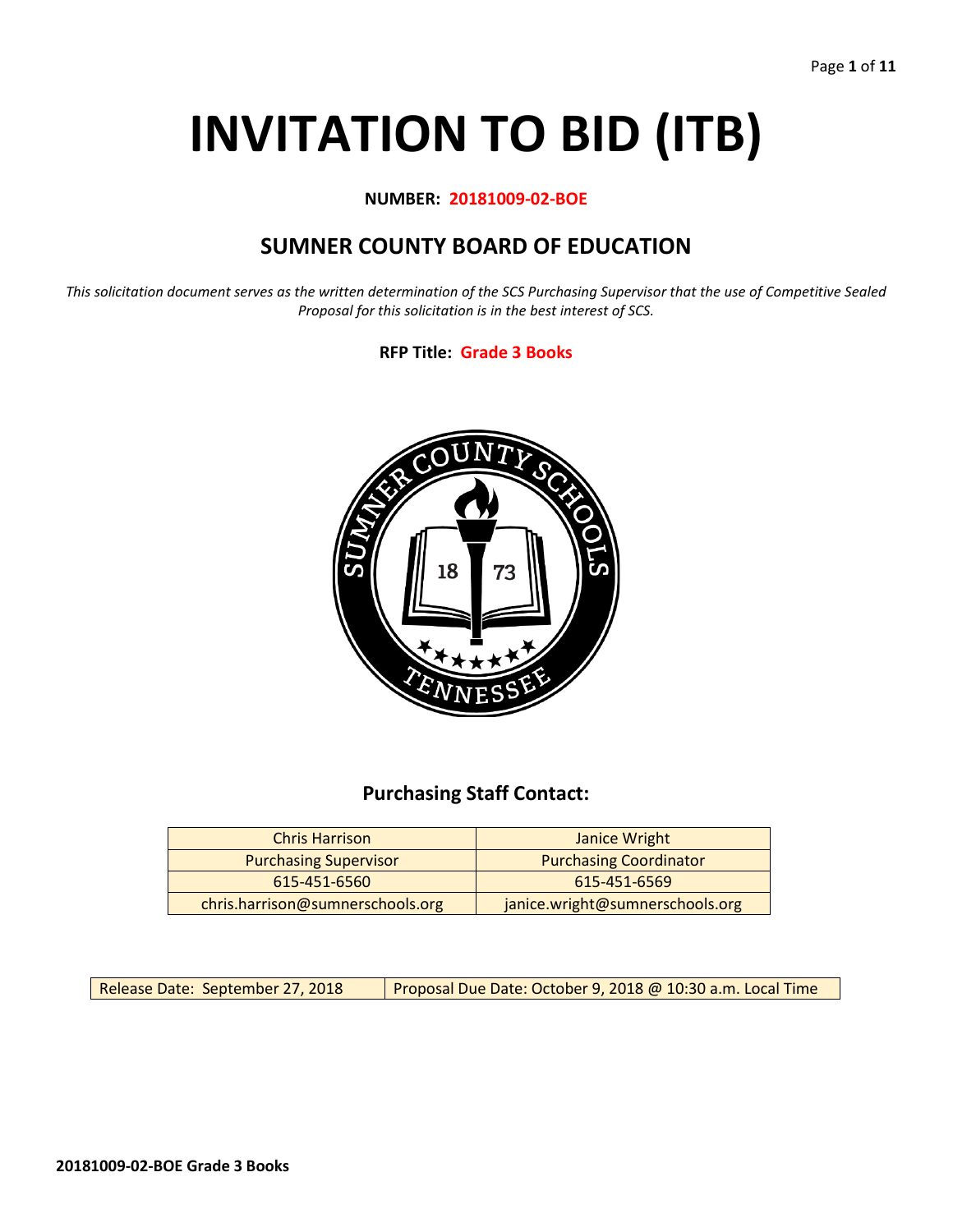# INVITATION TO BID (ITB)

**NUMBER: 20181009-02-BOE**

## SUMNER COUNTY BOARD OF EDUCATION

*This solicitation document serves as the written determination of the SCS Purchasing Supervisor that the use of Competitive Sealed Proposal for this solicitation is in the best interest of SCS.*

**RFP Title: Grade 3 Books**

### Purchasing Staff Contact:

| Chris Harrison | Janice Wright |
|---|---|
| Purchasing Supervisor | Purchasing Coordinator |
| 615-451-6560 | 615-451-6569 |
| chris.harrison@sumnerschools.org | janice.wright@sumnerschools.org |

| Release Date: September 27, 2018 | Proposal Due Date: October 9, 2018 @ 10:30 a.m. Local Time |
|---|---|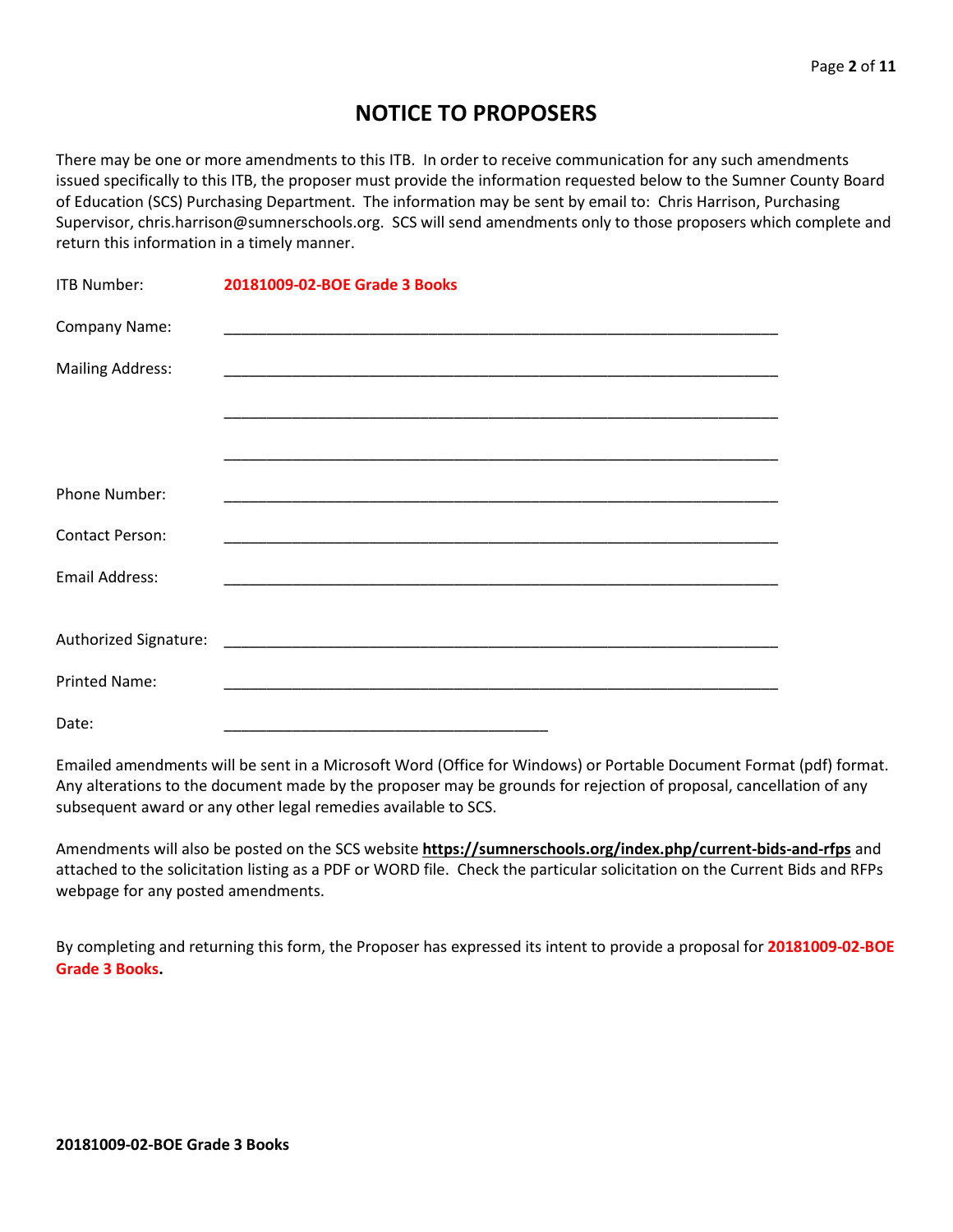# NOTICE TO PROPOSERS

There may be one or more amendments to this ITB. In order to receive communication for any such amendments issued specifically to this ITB, the proposer must provide the information requested below to the Sumner County Board of Education (SCS) Purchasing Department. The information may be sent by email to: Chris Harrison, Purchasing Supervisor, chris.harrison@sumnerschools.org. SCS will send amendments only to those proposers which complete and return this information in a timely manner.

ITB Number: **20181009-02-BOE Grade 3 Books**

Company Name: ____________________________________________________________

Mailing Address: ____________________________________________________________

____________________________________________________________

____________________________________________________________

Phone Number: ____________________________________________________________

Contact Person: ____________________________________________________________

Email Address: ____________________________________________________________

Authorized Signature: ____________________________________________________________

Printed Name: ____________________________________________________________

Date: ____________________________________

Emailed amendments will be sent in a Microsoft Word (Office for Windows) or Portable Document Format (pdf) format. Any alterations to the document made by the proposer may be grounds for rejection of proposal, cancellation of any subsequent award or any other legal remedies available to SCS.

Amendments will also be posted on the SCS website **https://sumnerschools.org/index.php/current-bids-and-rfps** and attached to the solicitation listing as a PDF or WORD file. Check the particular solicitation on the Current Bids and RFPs webpage for any posted amendments.

By completing and returning this form, the Proposer has expressed its intent to provide a proposal for **20181009-02-BOE Grade 3 Books.**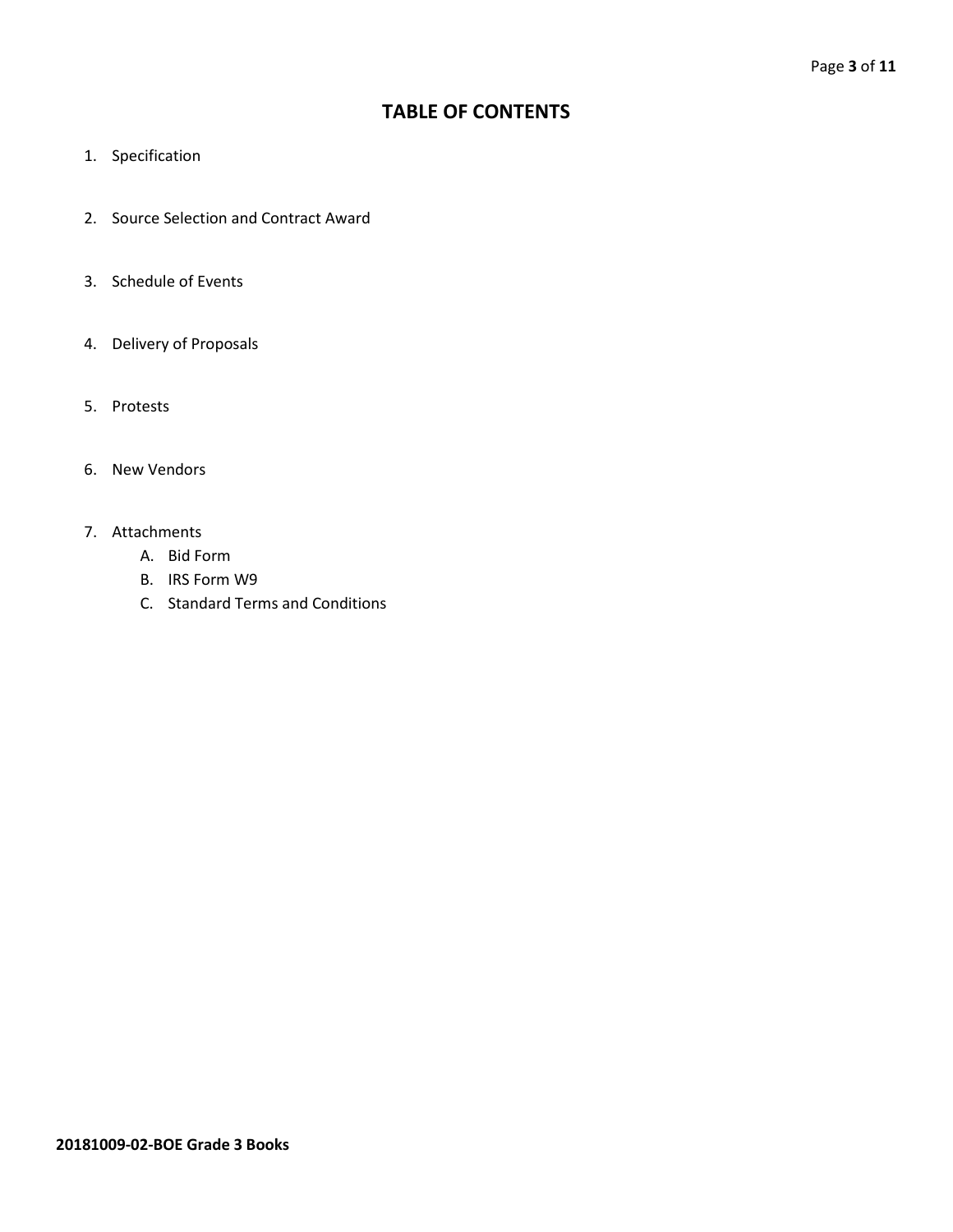# TABLE OF CONTENTS

1. Specification
2. Source Selection and Contract Award
3. Schedule of Events
4. Delivery of Proposals
5. Protests
6. New Vendors
7. Attachments
    A. Bid Form
    B. IRS Form W9
    C. Standard Terms and Conditions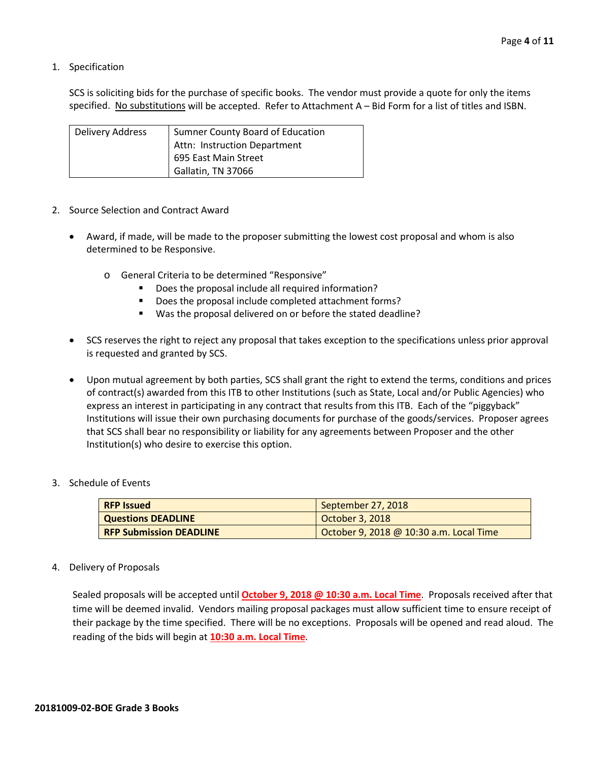1. Specification

   SCS is soliciting bids for the purchase of specific books. The vendor must provide a quote for only the items specified. No substitutions will be accepted. Refer to Attachment A – Bid Form for a list of titles and ISBN.

| Delivery Address | Sumner County Board of Education<br>Attn: Instruction Department<br>695 East Main Street<br>Gallatin, TN 37066 |
|---|---|

2. Source Selection and Contract Award

   - Award, if made, will be made to the proposer submitting the lowest cost proposal and whom is also determined to be Responsive.
     - General Criteria to be determined "Responsive"
       - Does the proposal include all required information?
       - Does the proposal include completed attachment forms?
       - Was the proposal delivered on or before the stated deadline?
   - SCS reserves the right to reject any proposal that takes exception to the specifications unless prior approval is requested and granted by SCS.
   - Upon mutual agreement by both parties, SCS shall grant the right to extend the terms, conditions and prices of contract(s) awarded from this ITB to other Institutions (such as State, Local and/or Public Agencies) who express an interest in participating in any contract that results from this ITB. Each of the "piggyback" Institutions will issue their own purchasing documents for purchase of the goods/services. Proposer agrees that SCS shall bear no responsibility or liability for any agreements between Proposer and the other Institution(s) who desire to exercise this option.

3. Schedule of Events

| **RFP Issued** | September 27, 2018 |
|---|---|
| **Questions DEADLINE** | October 3, 2018 |
| **RFP Submission DEADLINE** | October 9, 2018 @ 10:30 a.m. Local Time |

4. Delivery of Proposals

   Sealed proposals will be accepted until **October 9, 2018 @ 10:30 a.m. Local Time**. Proposals received after that time will be deemed invalid. Vendors mailing proposal packages must allow sufficient time to ensure receipt of their package by the time specified. There will be no exceptions. Proposals will be opened and read aloud. The reading of the bids will begin at **10:30 a.m. Local Time**.

**20181009-02-BOE Grade 3 Books**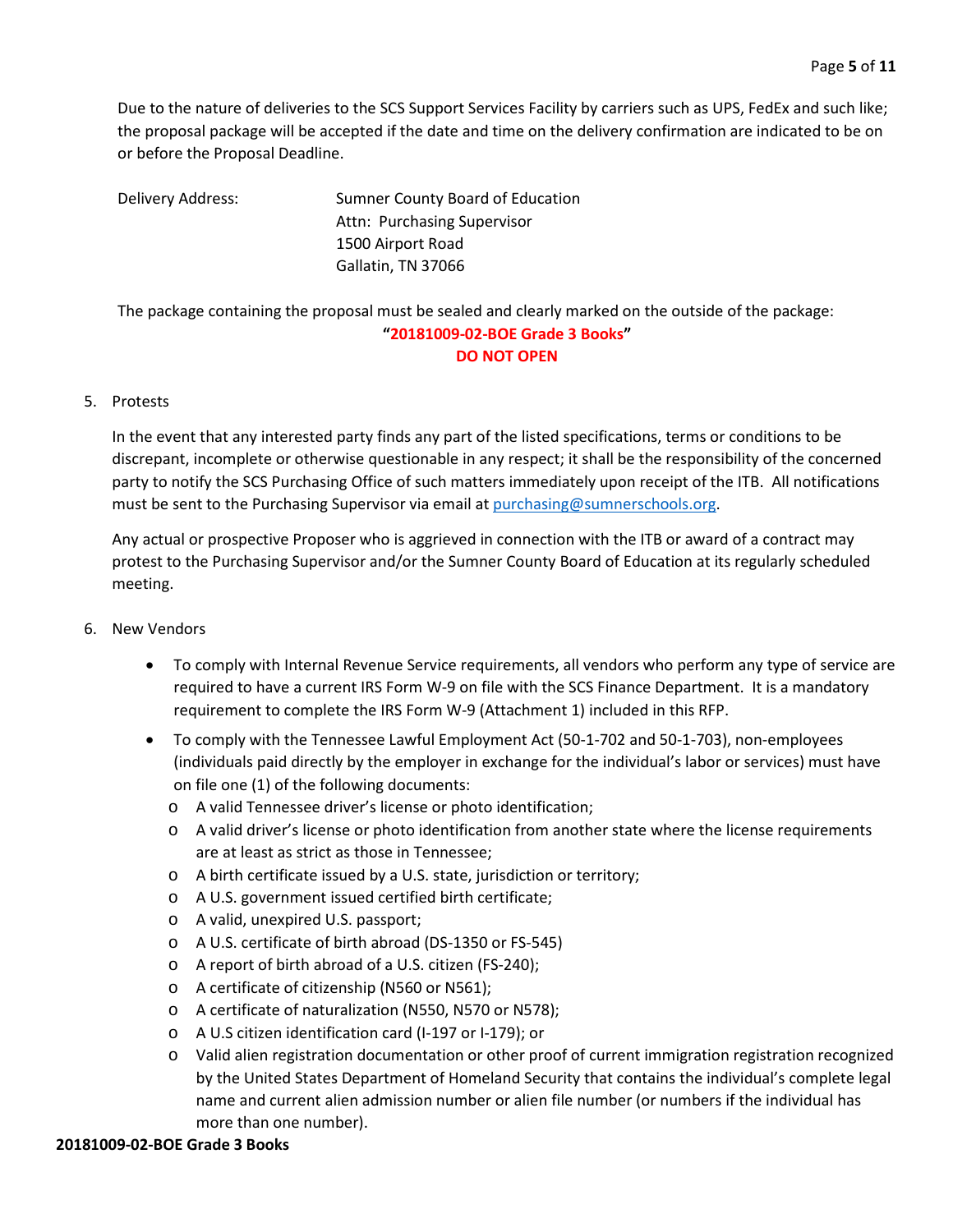Due to the nature of deliveries to the SCS Support Services Facility by carriers such as UPS, FedEx and such like; the proposal package will be accepted if the date and time on the delivery confirmation are indicated to be on or before the Proposal Deadline.

Delivery Address: Sumner County Board of Education
Attn: Purchasing Supervisor
1500 Airport Road
Gallatin, TN 37066

The package containing the proposal must be sealed and clearly marked on the outside of the package:

**"20181009-02-BOE Grade 3 Books"**
**DO NOT OPEN**

5. Protests

   In the event that any interested party finds any part of the listed specifications, terms or conditions to be discrepant, incomplete or otherwise questionable in any respect; it shall be the responsibility of the concerned party to notify the SCS Purchasing Office of such matters immediately upon receipt of the ITB. All notifications must be sent to the Purchasing Supervisor via email at purchasing@sumnerschools.org.

   Any actual or prospective Proposer who is aggrieved in connection with the ITB or award of a contract may protest to the Purchasing Supervisor and/or the Sumner County Board of Education at its regularly scheduled meeting.

6. New Vendors

   - To comply with Internal Revenue Service requirements, all vendors who perform any type of service are required to have a current IRS Form W-9 on file with the SCS Finance Department. It is a mandatory requirement to complete the IRS Form W-9 (Attachment 1) included in this RFP.
   - To comply with the Tennessee Lawful Employment Act (50-1-702 and 50-1-703), non-employees (individuals paid directly by the employer in exchange for the individual's labor or services) must have on file one (1) of the following documents:
     - A valid Tennessee driver's license or photo identification;
     - A valid driver's license or photo identification from another state where the license requirements are at least as strict as those in Tennessee;
     - A birth certificate issued by a U.S. state, jurisdiction or territory;
     - A U.S. government issued certified birth certificate;
     - A valid, unexpired U.S. passport;
     - A U.S. certificate of birth abroad (DS-1350 or FS-545)
     - A report of birth abroad of a U.S. citizen (FS-240);
     - A certificate of citizenship (N560 or N561);
     - A certificate of naturalization (N550, N570 or N578);
     - A U.S citizen identification card (I-197 or I-179); or
     - Valid alien registration documentation or other proof of current immigration registration recognized by the United States Department of Homeland Security that contains the individual's complete legal name and current alien admission number or alien file number (or numbers if the individual has more than one number).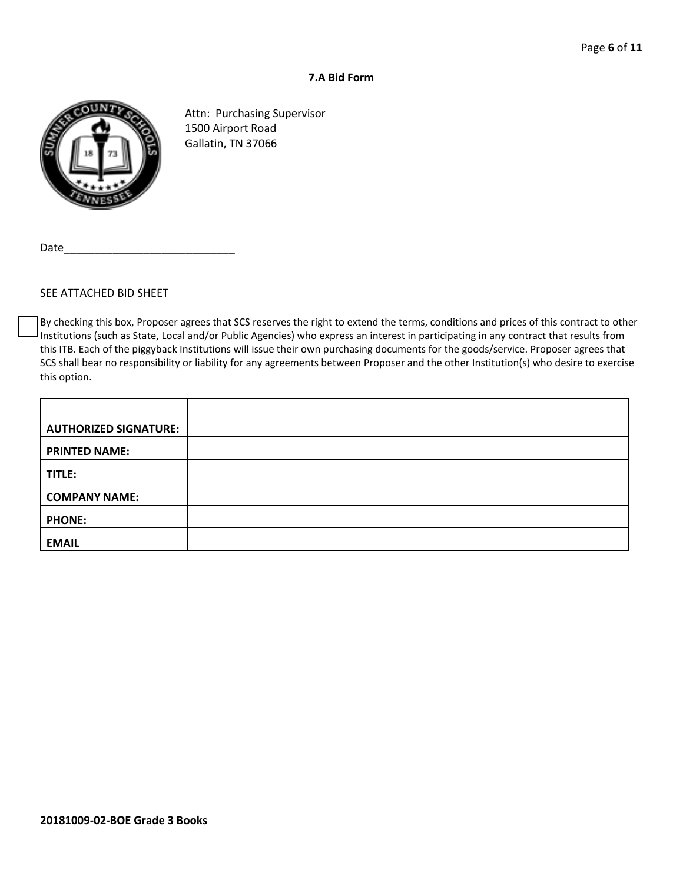### 7.A Bid Form

Attn: Purchasing Supervisor
1500 Airport Road
Gallatin, TN 37066

Date_____________________________

SEE ATTACHED BID SHEET

☐ By checking this box, Proposer agrees that SCS reserves the right to extend the terms, conditions and prices of this contract to other Institutions (such as State, Local and/or Public Agencies) who express an interest in participating in any contract that results from this ITB. Each of the piggyback Institutions will issue their own purchasing documents for the goods/service. Proposer agrees that SCS shall bear no responsibility or liability for any agreements between Proposer and the other Institution(s) who desire to exercise this option.

| | |
|---|---|
| **AUTHORIZED SIGNATURE:** | |
| **PRINTED NAME:** | |
| **TITLE:** | |
| **COMPANY NAME:** | |
| **PHONE:** | |
| **EMAIL** | |

**20181009-02-BOE Grade 3 Books**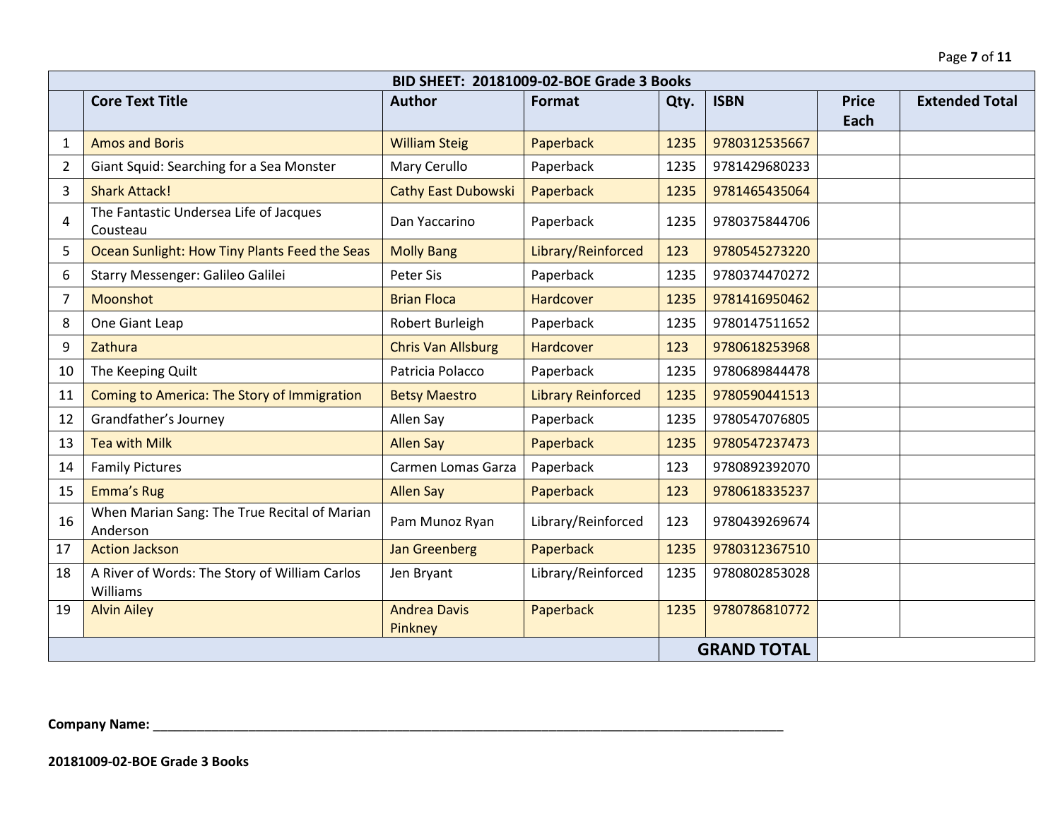| BID SHEET: 20181009-02-BOE Grade 3 Books | | | | | | | |
|---|---|---|---|---|---|---|---|
| | **Core Text Title** | **Author** | **Format** | **Qty.** | **ISBN** | **Price Each** | **Extended Total** |
| 1 | Amos and Boris | William Steig | Paperback | 1235 | 9780312535667 | | |
| 2 | Giant Squid: Searching for a Sea Monster | Mary Cerullo | Paperback | 1235 | 9781429680233 | | |
| 3 | Shark Attack! | Cathy East Dubowski | Paperback | 1235 | 9781465435064 | | |
| 4 | The Fantastic Undersea Life of Jacques Cousteau | Dan Yaccarino | Paperback | 1235 | 9780375844706 | | |
| 5 | Ocean Sunlight: How Tiny Plants Feed the Seas | Molly Bang | Library/Reinforced | 123 | 9780545273220 | | |
| 6 | Starry Messenger: Galileo Galilei | Peter Sis | Paperback | 1235 | 9780374470272 | | |
| 7 | Moonshot | Brian Floca | Hardcover | 1235 | 9781416950462 | | |
| 8 | One Giant Leap | Robert Burleigh | Paperback | 1235 | 9780147511652 | | |
| 9 | Zathura | Chris Van Allsburg | Hardcover | 123 | 9780618253968 | | |
| 10 | The Keeping Quilt | Patricia Polacco | Paperback | 1235 | 9780689844478 | | |
| 11 | Coming to America: The Story of Immigration | Betsy Maestro | Library Reinforced | 1235 | 9780590441513 | | |
| 12 | Grandfather's Journey | Allen Say | Paperback | 1235 | 9780547076805 | | |
| 13 | Tea with Milk | Allen Say | Paperback | 1235 | 9780547237473 | | |
| 14 | Family Pictures | Carmen Lomas Garza | Paperback | 123 | 9780892392070 | | |
| 15 | Emma's Rug | Allen Say | Paperback | 123 | 9780618335237 | | |
| 16 | When Marian Sang: The True Recital of Marian Anderson | Pam Munoz Ryan | Library/Reinforced | 123 | 9780439269674 | | |
| 17 | Action Jackson | Jan Greenberg | Paperback | 1235 | 9780312367510 | | |
| 18 | A River of Words: The Story of William Carlos Williams | Jen Bryant | Library/Reinforced | 1235 | 9780802853028 | | |
| 19 | Alvin Ailey | Andrea Davis Pinkney | Paperback | 1235 | 9780786810772 | | |
| | | | | **GRAND TOTAL** | | | |

**Company Name:** ______________________________________________________________________________

**20181009-02-BOE Grade 3 Books**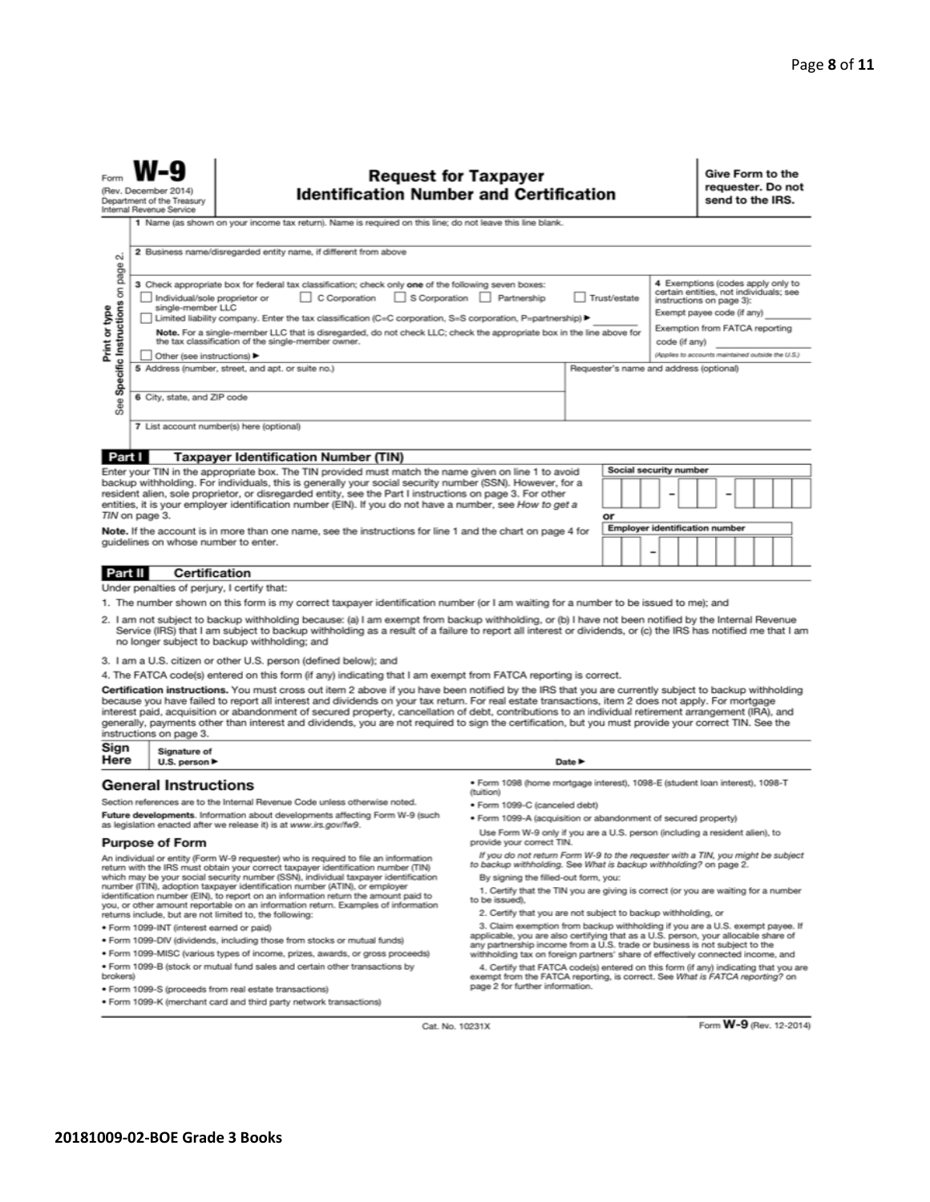Form **W-9**
(Rev. December 2014)
Department of the Treasury
Internal Revenue Service

# Request for Taxpayer Identification Number and Certification

**Give Form to the requester. Do not send to the IRS.**

Print or type
See **Specific Instructions** on page 2.

1 Name (as shown on your income tax return). Name is required on this line; do not leave this line blank.

2 Business name/disregarded entity name, if different from above

3 Check appropriate box for federal tax classification; check only **one** of the following seven boxes:

☐ Individual/sole proprietor or single-member LLC ☐ C Corporation ☐ S Corporation ☐ Partnership ☐ Trust/estate

☐ Limited liability company. Enter the tax classification (C=C corporation, S=S corporation, P=partnership) ▶

**Note.** For a single-member LLC that is disregarded, do not check LLC; check the appropriate box in the line above for the tax classification of the single-member owner.

☐ Other (see instructions) ▶

4 Exemptions (codes apply only to certain entities, not individuals; see instructions on page 3):

Exempt payee code (if any)

Exemption from FATCA reporting code (if any)

*(Applies to accounts maintained outside the U.S.)*

5 Address (number, street, and apt. or suite no.)

Requester's name and address (optional)

6 City, state, and ZIP code

7 List account number(s) here (optional)

## Part I Taxpayer Identification Number (TIN)

Enter your TIN in the appropriate box. The TIN provided must match the name given on line 1 to avoid backup withholding. For individuals, this is generally your social security number (SSN). However, for a resident alien, sole proprietor, or disregarded entity, see the Part I instructions on page 3. For other entities, it is your employer identification number (EIN). If you do not have a number, see *How to get a TIN* on page 3.

**Note.** If the account is in more than one name, see the instructions for line 1 and the chart on page 4 for guidelines on whose number to enter.

Social security number

or

Employer identification number

## Part II Certification

Under penalties of perjury, I certify that:

1. The number shown on this form is my correct taxpayer identification number (or I am waiting for a number to be issued to me); and
2. I am not subject to backup withholding because: (a) I am exempt from backup withholding, or (b) I have not been notified by the Internal Revenue Service (IRS) that I am subject to backup withholding as a result of a failure to report all interest or dividends, or (c) the IRS has notified me that I am no longer subject to backup withholding; and
3. I am a U.S. citizen or other U.S. person (defined below); and
4. The FATCA code(s) entered on this form (if any) indicating that I am exempt from FATCA reporting is correct.

**Certification instructions.** You must cross out item 2 above if you have been notified by the IRS that you are currently subject to backup withholding because you have failed to report all interest and dividends on your tax return. For real estate transactions, item 2 does not apply. For mortgage interest paid, acquisition or abandonment of secured property, cancellation of debt, contributions to an individual retirement arrangement (IRA), and generally, payments other than interest and dividends, you are not required to sign the certification, but you must provide your correct TIN. See the instructions on page 3.

**Sign Here** Signature of U.S. person ▶ Date ▶

## General Instructions

Section references are to the Internal Revenue Code unless otherwise noted.

**Future developments.** Information about developments affecting Form W-9 (such as legislation enacted after we release it) is at *www.irs.gov/fw9*.

### Purpose of Form

An individual or entity (Form W-9 requester) who is required to file an information return with the IRS must obtain your correct taxpayer identification number (TIN) which may be your social security number (SSN), individual taxpayer identification number (ITIN), adoption taxpayer identification number (ATIN), or employer identification number (EIN), to report on an information return the amount paid to you, or other amount reportable on an information return. Examples of information returns include, but are not limited to, the following:

- Form 1099-INT (interest earned or paid)
- Form 1099-DIV (dividends, including those from stocks or mutual funds)
- Form 1099-MISC (various types of income, prizes, awards, or gross proceeds)
- Form 1099-B (stock or mutual fund sales and certain other transactions by brokers)
- Form 1099-S (proceeds from real estate transactions)
- Form 1099-K (merchant card and third party network transactions)
- Form 1098 (home mortgage interest), 1098-E (student loan interest), 1098-T (tuition)
- Form 1099-C (canceled debt)
- Form 1099-A (acquisition or abandonment of secured property)

Use Form W-9 only if you are a U.S. person (including a resident alien), to provide your correct TIN.

*If you do not return Form W-9 to the requester with a TIN, you might be subject to backup withholding. See What is backup withholding? on page 2.*

By signing the filled-out form, you:

1. Certify that the TIN you are giving is correct (or you are waiting for a number to be issued),
2. Certify that you are not subject to backup withholding, or
3. Claim exemption from backup withholding if you are a U.S. exempt payee. If applicable, you are also certifying that as a U.S. person, your allocable share of any partnership income from a U.S. trade or business is not subject to the withholding tax on foreign partners' share of effectively connected income, and
4. Certify that FATCA code(s) entered on this form (if any) indicating that you are exempt from the FATCA reporting, is correct. See *What is FATCA reporting?* on page 2 for further information.

Cat. No. 10231X Form **W-9** (Rev. 12-2014)

**20181009-02-BOE Grade 3 Books**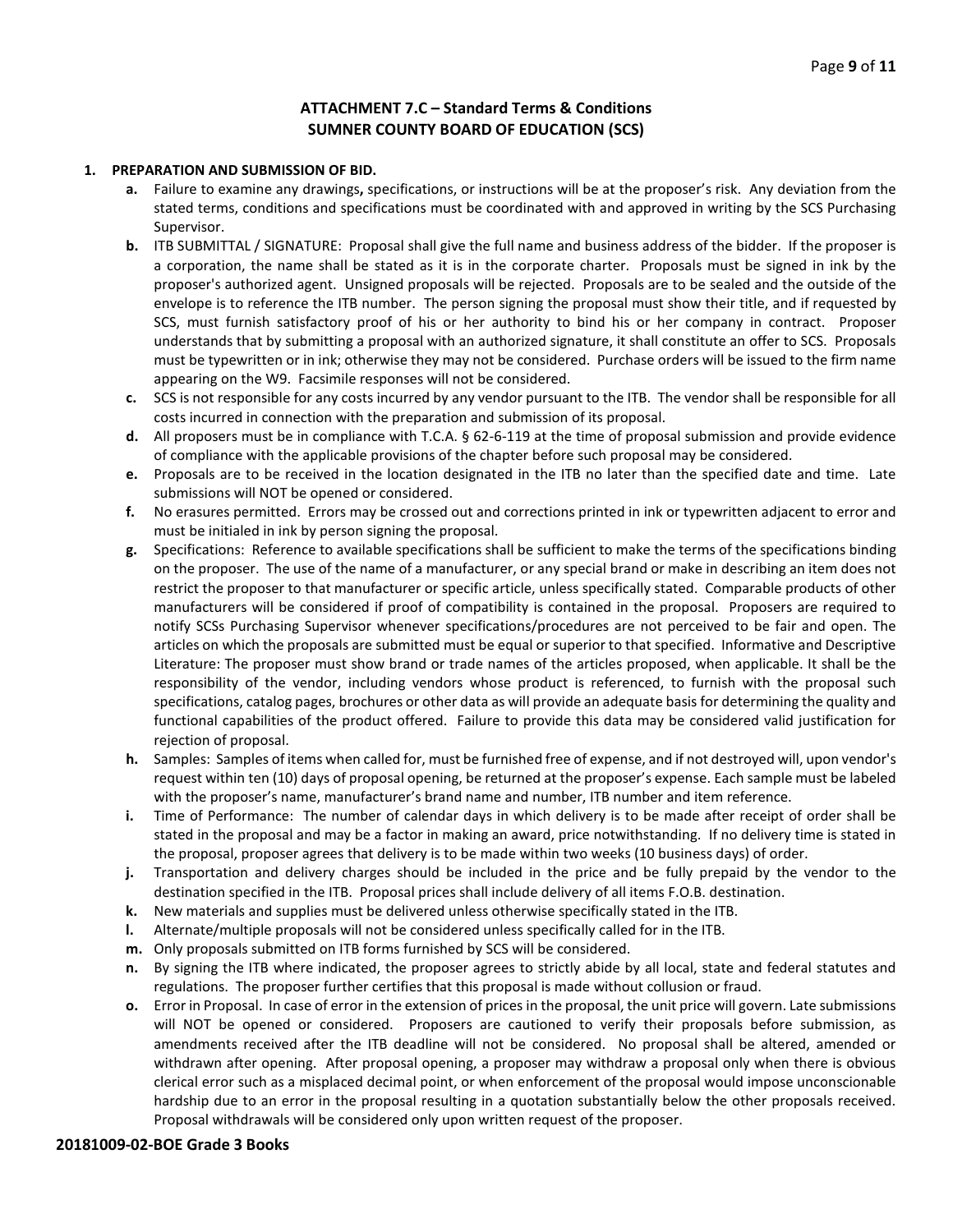## ATTACHMENT 7.C – Standard Terms & Conditions
## SUMNER COUNTY BOARD OF EDUCATION (SCS)

**1. PREPARATION AND SUBMISSION OF BID.**

- **a.** Failure to examine any drawings**,** specifications, or instructions will be at the proposer's risk. Any deviation from the stated terms, conditions and specifications must be coordinated with and approved in writing by the SCS Purchasing Supervisor.
- **b.** ITB SUBMITTAL / SIGNATURE: Proposal shall give the full name and business address of the bidder. If the proposer is a corporation, the name shall be stated as it is in the corporate charter. Proposals must be signed in ink by the proposer's authorized agent. Unsigned proposals will be rejected. Proposals are to be sealed and the outside of the envelope is to reference the ITB number. The person signing the proposal must show their title, and if requested by SCS, must furnish satisfactory proof of his or her authority to bind his or her company in contract. Proposer understands that by submitting a proposal with an authorized signature, it shall constitute an offer to SCS. Proposals must be typewritten or in ink; otherwise they may not be considered. Purchase orders will be issued to the firm name appearing on the W9. Facsimile responses will not be considered.
- **c.** SCS is not responsible for any costs incurred by any vendor pursuant to the ITB. The vendor shall be responsible for all costs incurred in connection with the preparation and submission of its proposal.
- **d.** All proposers must be in compliance with T.C.A. § 62-6-119 at the time of proposal submission and provide evidence of compliance with the applicable provisions of the chapter before such proposal may be considered.
- **e.** Proposals are to be received in the location designated in the ITB no later than the specified date and time. Late submissions will NOT be opened or considered.
- **f.** No erasures permitted. Errors may be crossed out and corrections printed in ink or typewritten adjacent to error and must be initialed in ink by person signing the proposal.
- **g.** Specifications: Reference to available specifications shall be sufficient to make the terms of the specifications binding on the proposer. The use of the name of a manufacturer, or any special brand or make in describing an item does not restrict the proposer to that manufacturer or specific article, unless specifically stated. Comparable products of other manufacturers will be considered if proof of compatibility is contained in the proposal. Proposers are required to notify SCSs Purchasing Supervisor whenever specifications/procedures are not perceived to be fair and open. The articles on which the proposals are submitted must be equal or superior to that specified. Informative and Descriptive Literature: The proposer must show brand or trade names of the articles proposed, when applicable. It shall be the responsibility of the vendor, including vendors whose product is referenced, to furnish with the proposal such specifications, catalog pages, brochures or other data as will provide an adequate basis for determining the quality and functional capabilities of the product offered. Failure to provide this data may be considered valid justification for rejection of proposal.
- **h.** Samples: Samples of items when called for, must be furnished free of expense, and if not destroyed will, upon vendor's request within ten (10) days of proposal opening, be returned at the proposer's expense. Each sample must be labeled with the proposer's name, manufacturer's brand name and number, ITB number and item reference.
- **i.** Time of Performance: The number of calendar days in which delivery is to be made after receipt of order shall be stated in the proposal and may be a factor in making an award, price notwithstanding. If no delivery time is stated in the proposal, proposer agrees that delivery is to be made within two weeks (10 business days) of order.
- **j.** Transportation and delivery charges should be included in the price and be fully prepaid by the vendor to the destination specified in the ITB. Proposal prices shall include delivery of all items F.O.B. destination.
- **k.** New materials and supplies must be delivered unless otherwise specifically stated in the ITB.
- **l.** Alternate/multiple proposals will not be considered unless specifically called for in the ITB.
- **m.** Only proposals submitted on ITB forms furnished by SCS will be considered.
- **n.** By signing the ITB where indicated, the proposer agrees to strictly abide by all local, state and federal statutes and regulations. The proposer further certifies that this proposal is made without collusion or fraud.
- **o.** Error in Proposal. In case of error in the extension of prices in the proposal, the unit price will govern. Late submissions will NOT be opened or considered. Proposers are cautioned to verify their proposals before submission, as amendments received after the ITB deadline will not be considered. No proposal shall be altered, amended or withdrawn after opening. After proposal opening, a proposer may withdraw a proposal only when there is obvious clerical error such as a misplaced decimal point, or when enforcement of the proposal would impose unconscionable hardship due to an error in the proposal resulting in a quotation substantially below the other proposals received. Proposal withdrawals will be considered only upon written request of the proposer.

**20181009-02-BOE Grade 3 Books**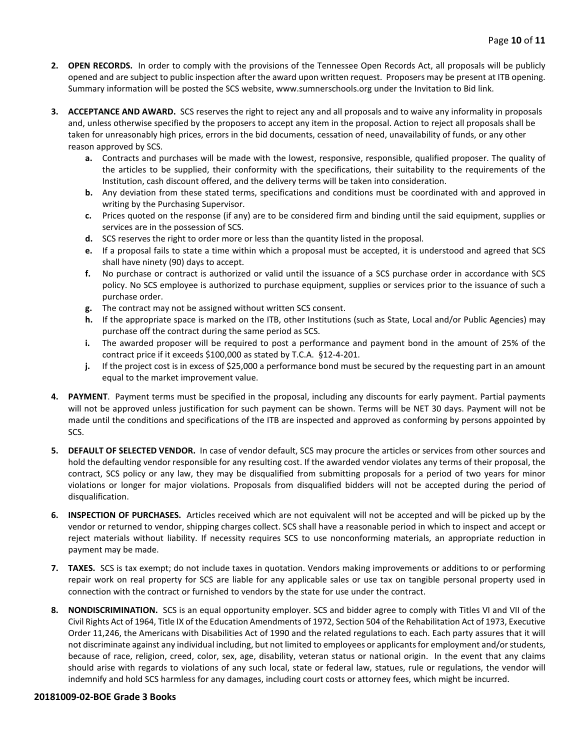2. **OPEN RECORDS.** In order to comply with the provisions of the Tennessee Open Records Act, all proposals will be publicly opened and are subject to public inspection after the award upon written request. Proposers may be present at ITB opening. Summary information will be posted the SCS website, www.sumnerschools.org under the Invitation to Bid link.

3. **ACCEPTANCE AND AWARD.** SCS reserves the right to reject any and all proposals and to waive any informality in proposals and, unless otherwise specified by the proposers to accept any item in the proposal. Action to reject all proposals shall be taken for unreasonably high prices, errors in the bid documents, cessation of need, unavailability of funds, or any other reason approved by SCS.
   a. Contracts and purchases will be made with the lowest, responsive, responsible, qualified proposer. The quality of the articles to be supplied, their conformity with the specifications, their suitability to the requirements of the Institution, cash discount offered, and the delivery terms will be taken into consideration.
   b. Any deviation from these stated terms, specifications and conditions must be coordinated with and approved in writing by the Purchasing Supervisor.
   c. Prices quoted on the response (if any) are to be considered firm and binding until the said equipment, supplies or services are in the possession of SCS.
   d. SCS reserves the right to order more or less than the quantity listed in the proposal.
   e. If a proposal fails to state a time within which a proposal must be accepted, it is understood and agreed that SCS shall have ninety (90) days to accept.
   f. No purchase or contract is authorized or valid until the issuance of a SCS purchase order in accordance with SCS policy. No SCS employee is authorized to purchase equipment, supplies or services prior to the issuance of such a purchase order.
   g. The contract may not be assigned without written SCS consent.
   h. If the appropriate space is marked on the ITB, other Institutions (such as State, Local and/or Public Agencies) may purchase off the contract during the same period as SCS.
   i. The awarded proposer will be required to post a performance and payment bond in the amount of 25% of the contract price if it exceeds $100,000 as stated by T.C.A. §12-4-201.
   j. If the project cost is in excess of $25,000 a performance bond must be secured by the requesting part in an amount equal to the market improvement value.

4. **PAYMENT**. Payment terms must be specified in the proposal, including any discounts for early payment. Partial payments will not be approved unless justification for such payment can be shown. Terms will be NET 30 days. Payment will not be made until the conditions and specifications of the ITB are inspected and approved as conforming by persons appointed by SCS.

5. **DEFAULT OF SELECTED VENDOR.** In case of vendor default, SCS may procure the articles or services from other sources and hold the defaulting vendor responsible for any resulting cost. If the awarded vendor violates any terms of their proposal, the contract, SCS policy or any law, they may be disqualified from submitting proposals for a period of two years for minor violations or longer for major violations. Proposals from disqualified bidders will not be accepted during the period of disqualification.

6. **INSPECTION OF PURCHASES.** Articles received which are not equivalent will not be accepted and will be picked up by the vendor or returned to vendor, shipping charges collect. SCS shall have a reasonable period in which to inspect and accept or reject materials without liability. If necessity requires SCS to use nonconforming materials, an appropriate reduction in payment may be made.

7. **TAXES.** SCS is tax exempt; do not include taxes in quotation. Vendors making improvements or additions to or performing repair work on real property for SCS are liable for any applicable sales or use tax on tangible personal property used in connection with the contract or furnished to vendors by the state for use under the contract.

8. **NONDISCRIMINATION.** SCS is an equal opportunity employer. SCS and bidder agree to comply with Titles VI and VII of the Civil Rights Act of 1964, Title IX of the Education Amendments of 1972, Section 504 of the Rehabilitation Act of 1973, Executive Order 11,246, the Americans with Disabilities Act of 1990 and the related regulations to each. Each party assures that it will not discriminate against any individual including, but not limited to employees or applicants for employment and/or students, because of race, religion, creed, color, sex, age, disability, veteran status or national origin. In the event that any claims should arise with regards to violations of any such local, state or federal law, statues, rule or regulations, the vendor will indemnify and hold SCS harmless for any damages, including court costs or attorney fees, which might be incurred.

**20181009-02-BOE Grade 3 Books**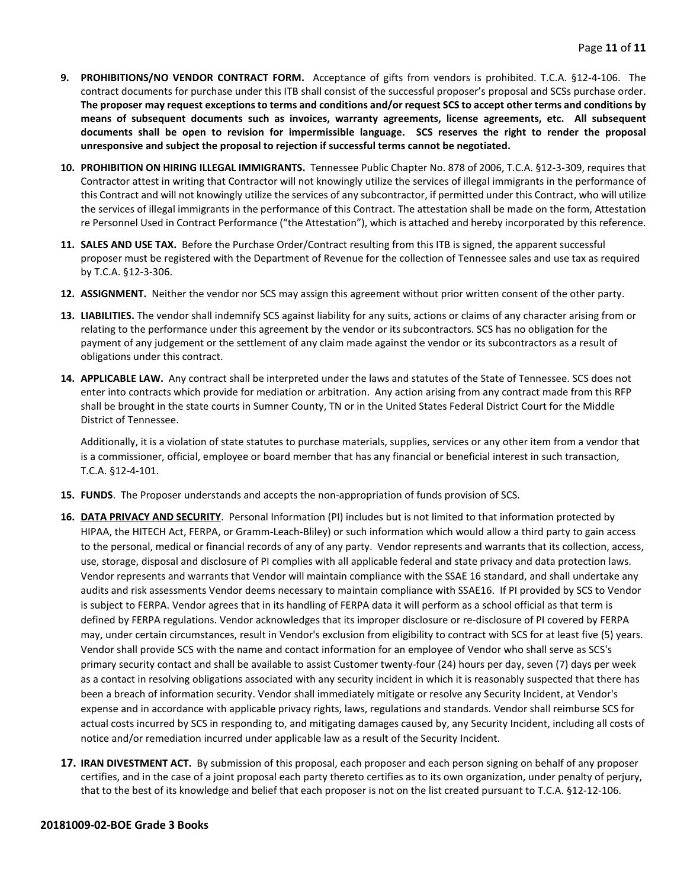9. **PROHIBITIONS/NO VENDOR CONTRACT FORM.** Acceptance of gifts from vendors is prohibited. T.C.A. §12-4-106. The contract documents for purchase under this ITB shall consist of the successful proposer's proposal and SCSs purchase order. **The proposer may request exceptions to terms and conditions and/or request SCS to accept other terms and conditions by means of subsequent documents such as invoices, warranty agreements, license agreements, etc. All subsequent documents shall be open to revision for impermissible language. SCS reserves the right to render the proposal unresponsive and subject the proposal to rejection if successful terms cannot be negotiated.**

10. **PROHIBITION ON HIRING ILLEGAL IMMIGRANTS.** Tennessee Public Chapter No. 878 of 2006, T.C.A. §12-3-309, requires that Contractor attest in writing that Contractor will not knowingly utilize the services of illegal immigrants in the performance of this Contract and will not knowingly utilize the services of any subcontractor, if permitted under this Contract, who will utilize the services of illegal immigrants in the performance of this Contract. The attestation shall be made on the form, Attestation re Personnel Used in Contract Performance ("the Attestation"), which is attached and hereby incorporated by this reference.

11. **SALES AND USE TAX.** Before the Purchase Order/Contract resulting from this ITB is signed, the apparent successful proposer must be registered with the Department of Revenue for the collection of Tennessee sales and use tax as required by T.C.A. §12-3-306.

12. **ASSIGNMENT.** Neither the vendor nor SCS may assign this agreement without prior written consent of the other party.

13. **LIABILITIES.** The vendor shall indemnify SCS against liability for any suits, actions or claims of any character arising from or relating to the performance under this agreement by the vendor or its subcontractors. SCS has no obligation for the payment of any judgement or the settlement of any claim made against the vendor or its subcontractors as a result of obligations under this contract.

14. **APPLICABLE LAW.** Any contract shall be interpreted under the laws and statutes of the State of Tennessee. SCS does not enter into contracts which provide for mediation or arbitration. Any action arising from any contract made from this RFP shall be brought in the state courts in Sumner County, TN or in the United States Federal District Court for the Middle District of Tennessee.

    Additionally, it is a violation of state statutes to purchase materials, supplies, services or any other item from a vendor that is a commissioner, official, employee or board member that has any financial or beneficial interest in such transaction, T.C.A. §12-4-101.

15. **FUNDS**. The Proposer understands and accepts the non-appropriation of funds provision of SCS.

16. **DATA PRIVACY AND SECURITY**. Personal Information (PI) includes but is not limited to that information protected by HIPAA, the HITECH Act, FERPA, or Gramm-Leach-Bliley) or such information which would allow a third party to gain access to the personal, medical or financial records of any of any party. Vendor represents and warrants that its collection, access, use, storage, disposal and disclosure of PI complies with all applicable federal and state privacy and data protection laws. Vendor represents and warrants that Vendor will maintain compliance with the SSAE 16 standard, and shall undertake any audits and risk assessments Vendor deems necessary to maintain compliance with SSAE16. If PI provided by SCS to Vendor is subject to FERPA. Vendor agrees that in its handling of FERPA data it will perform as a school official as that term is defined by FERPA regulations. Vendor acknowledges that its improper disclosure or re-disclosure of PI covered by FERPA may, under certain circumstances, result in Vendor's exclusion from eligibility to contract with SCS for at least five (5) years. Vendor shall provide SCS with the name and contact information for an employee of Vendor who shall serve as SCS's primary security contact and shall be available to assist Customer twenty-four (24) hours per day, seven (7) days per week as a contact in resolving obligations associated with any security incident in which it is reasonably suspected that there has been a breach of information security. Vendor shall immediately mitigate or resolve any Security Incident, at Vendor's expense and in accordance with applicable privacy rights, laws, regulations and standards. Vendor shall reimburse SCS for actual costs incurred by SCS in responding to, and mitigating damages caused by, any Security Incident, including all costs of notice and/or remediation incurred under applicable law as a result of the Security Incident.

17. **IRAN DIVESTMENT ACT.** By submission of this proposal, each proposer and each person signing on behalf of any proposer certifies, and in the case of a joint proposal each party thereto certifies as to its own organization, under penalty of perjury, that to the best of its knowledge and belief that each proposer is not on the list created pursuant to T.C.A. §12-12-106.